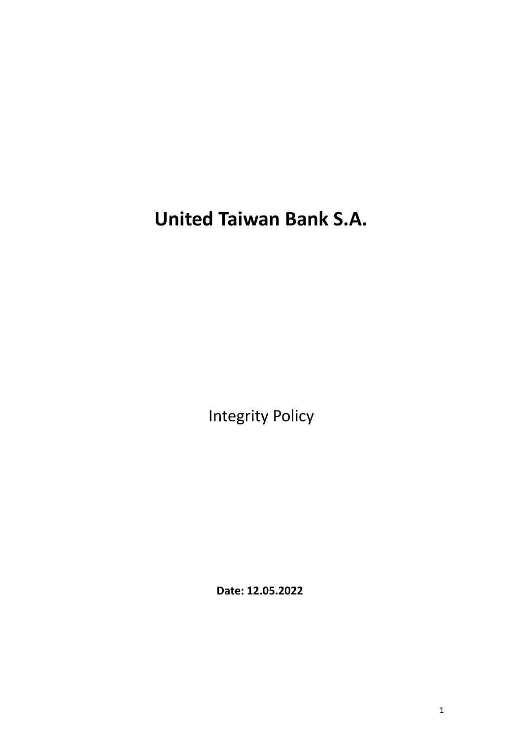# United Taiwan Bank S.A.

Integrity Policy

**Date: 12.05.2022**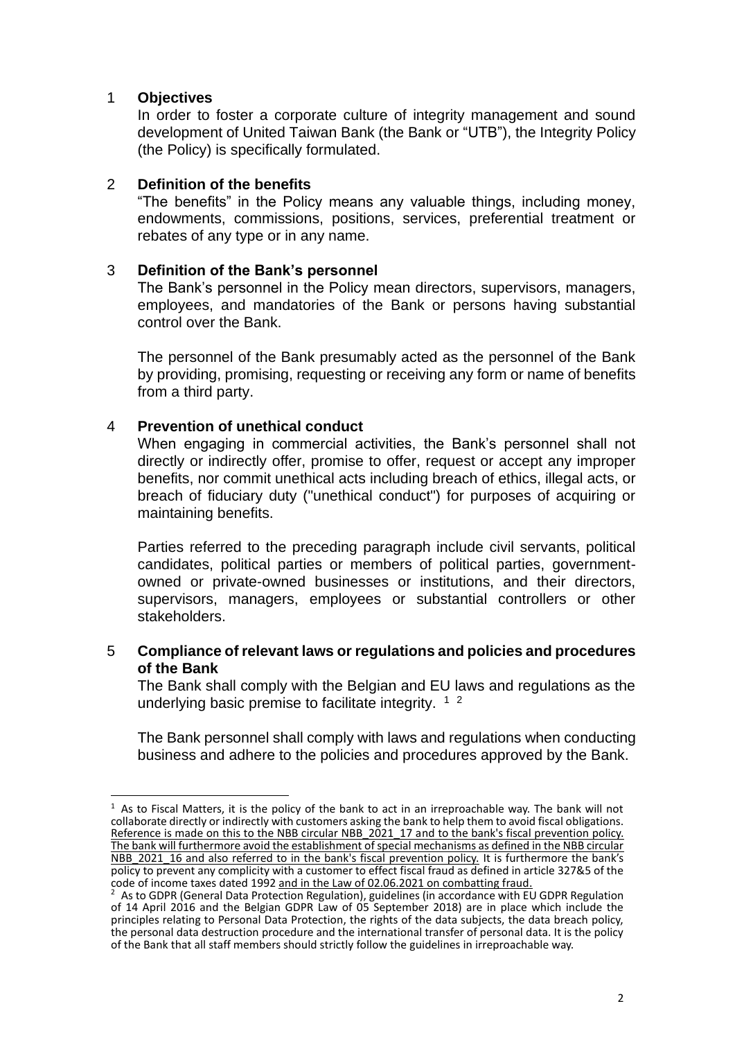## 1 Objectives

In order to foster a corporate culture of integrity management and sound development of United Taiwan Bank (the Bank or "UTB"), the Integrity Policy (the Policy) is specifically formulated.

## 2 Definition of the benefits

"The benefits" in the Policy means any valuable things, including money, endowments, commissions, positions, services, preferential treatment or rebates of any type or in any name.

## 3 Definition of the Bank's personnel

The Bank's personnel in the Policy mean directors, supervisors, managers, employees, and mandatories of the Bank or persons having substantial control over the Bank.

The personnel of the Bank presumably acted as the personnel of the Bank by providing, promising, requesting or receiving any form or name of benefits from a third party.

## 4 Prevention of unethical conduct

When engaging in commercial activities, the Bank's personnel shall not directly or indirectly offer, promise to offer, request or accept any improper benefits, nor commit unethical acts including breach of ethics, illegal acts, or breach of fiduciary duty ("unethical conduct") for purposes of acquiring or maintaining benefits.

Parties referred to the preceding paragraph include civil servants, political candidates, political parties or members of political parties, government-owned or private-owned businesses or institutions, and their directors, supervisors, managers, employees or substantial controllers or other stakeholders.

## 5 Compliance of relevant laws or regulations and policies and procedures of the Bank

The Bank shall comply with the Belgian and EU laws and regulations as the underlying basic premise to facilitate integrity. [1] [2]

The Bank personnel shall comply with laws and regulations when conducting business and adhere to the policies and procedures approved by the Bank.

---

[1] As to Fiscal Matters, it is the policy of the bank to act in an irreproachable way. The bank will not collaborate directly or indirectly with customers asking the bank to help them to avoid fiscal obligations. <u>Reference is made on this to the NBB circular NBB_2021_17 and to the bank's fiscal prevention policy. The bank will furthermore avoid the establishment of special mechanisms as defined in the NBB circular NBB_2021_16 and also referred to in the bank's fiscal prevention policy.</u> It is furthermore the bank's policy to prevent any complicity with a customer to effect fiscal fraud as defined in article 327&5 of the code of income taxes dated 1992 <u>and in the Law of 02.06.2021 on combatting fraud.</u>

[2] As to GDPR (General Data Protection Regulation), guidelines (in accordance with EU GDPR Regulation of 14 April 2016 and the Belgian GDPR Law of 05 September 2018) are in place which include the principles relating to Personal Data Protection, the rights of the data subjects, the data breach policy, the personal data destruction procedure and the international transfer of personal data. It is the policy of the Bank that all staff members should strictly follow the guidelines in irreproachable way.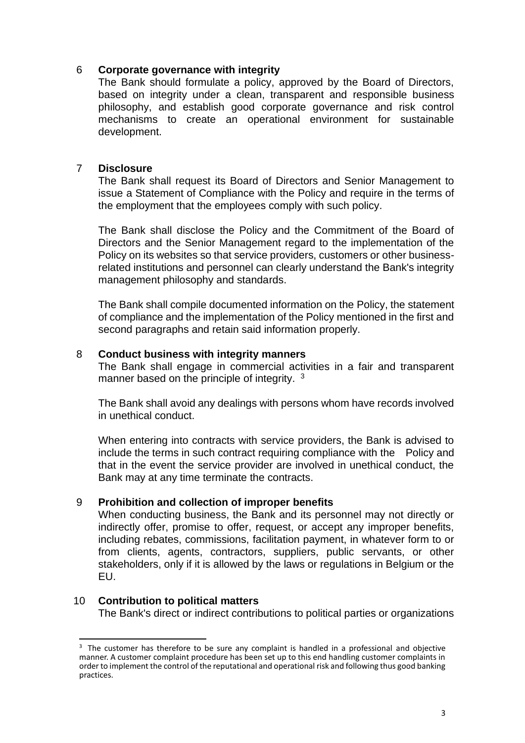## 6 Corporate governance with integrity

The Bank should formulate a policy, approved by the Board of Directors, based on integrity under a clean, transparent and responsible business philosophy, and establish good corporate governance and risk control mechanisms to create an operational environment for sustainable development.

## 7 Disclosure

The Bank shall request its Board of Directors and Senior Management to issue a Statement of Compliance with the Policy and require in the terms of the employment that the employees comply with such policy.

The Bank shall disclose the Policy and the Commitment of the Board of Directors and the Senior Management regard to the implementation of the Policy on its websites so that service providers, customers or other business-related institutions and personnel can clearly understand the Bank's integrity management philosophy and standards.

The Bank shall compile documented information on the Policy, the statement of compliance and the implementation of the Policy mentioned in the first and second paragraphs and retain said information properly.

## 8 Conduct business with integrity manners

The Bank shall engage in commercial activities in a fair and transparent manner based on the principle of integrity. [3]

The Bank shall avoid any dealings with persons whom have records involved in unethical conduct.

When entering into contracts with service providers, the Bank is advised to include the terms in such contract requiring compliance with the Policy and that in the event the service provider are involved in unethical conduct, the Bank may at any time terminate the contracts.

## 9 Prohibition and collection of improper benefits

When conducting business, the Bank and its personnel may not directly or indirectly offer, promise to offer, request, or accept any improper benefits, including rebates, commissions, facilitation payment, in whatever form to or from clients, agents, contractors, suppliers, public servants, or other stakeholders, only if it is allowed by the laws or regulations in Belgium or the EU.

## 10 Contribution to political matters

The Bank's direct or indirect contributions to political parties or organizations

---

[3] The customer has therefore to be sure any complaint is handled in a professional and objective manner. A customer complaint procedure has been set up to this end handling customer complaints in order to implement the control of the reputational and operational risk and following thus good banking practices.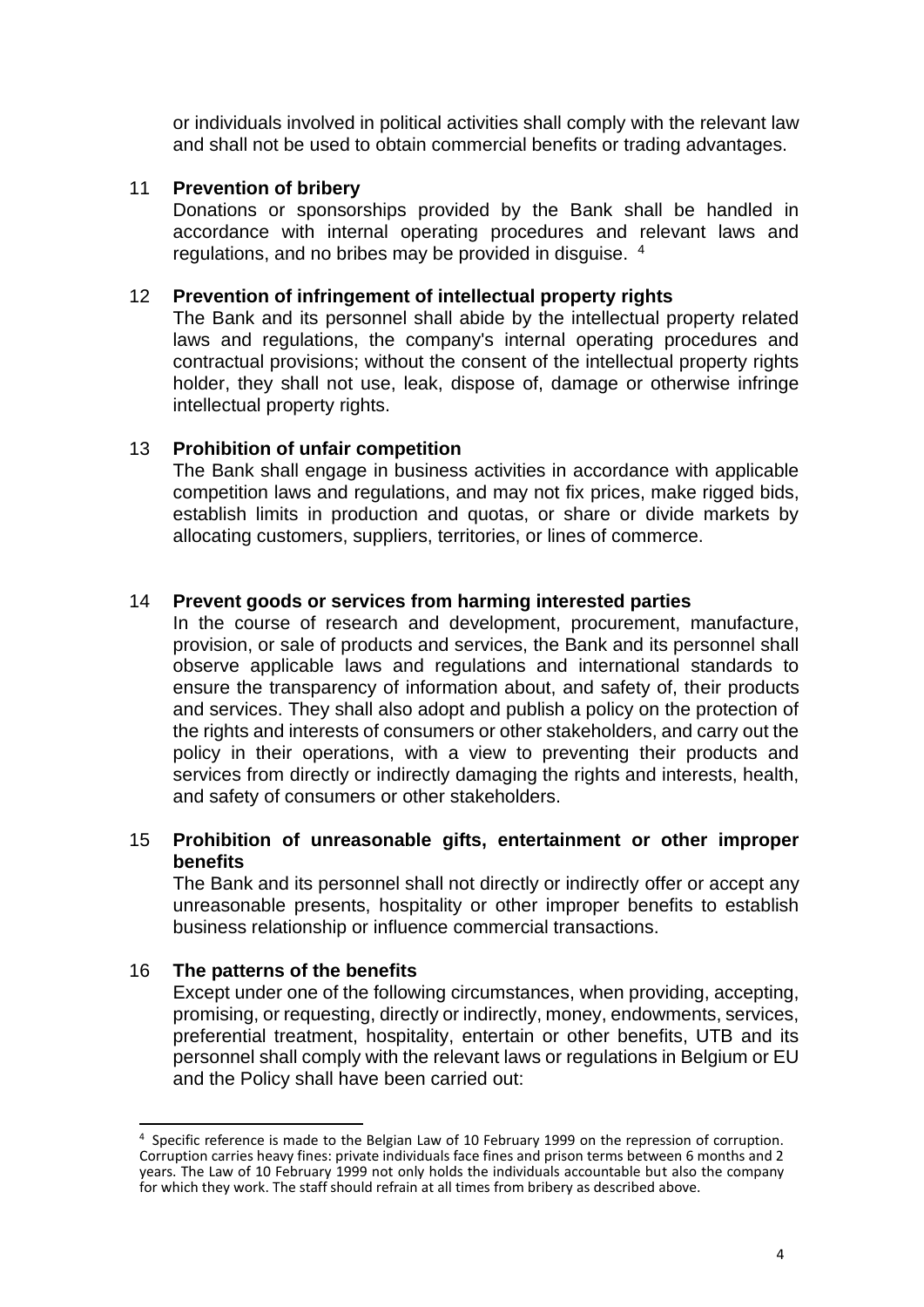or individuals involved in political activities shall comply with the relevant law and shall not be used to obtain commercial benefits or trading advantages.

11 **Prevention of bribery**

Donations or sponsorships provided by the Bank shall be handled in accordance with internal operating procedures and relevant laws and regulations, and no bribes may be provided in disguise. [4]

12 **Prevention of infringement of intellectual property rights**

The Bank and its personnel shall abide by the intellectual property related laws and regulations, the company's internal operating procedures and contractual provisions; without the consent of the intellectual property rights holder, they shall not use, leak, dispose of, damage or otherwise infringe intellectual property rights.

13 **Prohibition of unfair competition**

The Bank shall engage in business activities in accordance with applicable competition laws and regulations, and may not fix prices, make rigged bids, establish limits in production and quotas, or share or divide markets by allocating customers, suppliers, territories, or lines of commerce.

14 **Prevent goods or services from harming interested parties**

In the course of research and development, procurement, manufacture, provision, or sale of products and services, the Bank and its personnel shall observe applicable laws and regulations and international standards to ensure the transparency of information about, and safety of, their products and services. They shall also adopt and publish a policy on the protection of the rights and interests of consumers or other stakeholders, and carry out the policy in their operations, with a view to preventing their products and services from directly or indirectly damaging the rights and interests, health, and safety of consumers or other stakeholders.

15 **Prohibition of unreasonable gifts, entertainment or other improper benefits**

The Bank and its personnel shall not directly or indirectly offer or accept any unreasonable presents, hospitality or other improper benefits to establish business relationship or influence commercial transactions.

16 **The patterns of the benefits**

Except under one of the following circumstances, when providing, accepting, promising, or requesting, directly or indirectly, money, endowments, services, preferential treatment, hospitality, entertain or other benefits, UTB and its personnel shall comply with the relevant laws or regulations in Belgium or EU and the Policy shall have been carried out:

---

[4] Specific reference is made to the Belgian Law of 10 February 1999 on the repression of corruption. Corruption carries heavy fines: private individuals face fines and prison terms between 6 months and 2 years. The Law of 10 February 1999 not only holds the individuals accountable but also the company for which they work. The staff should refrain at all times from bribery as described above.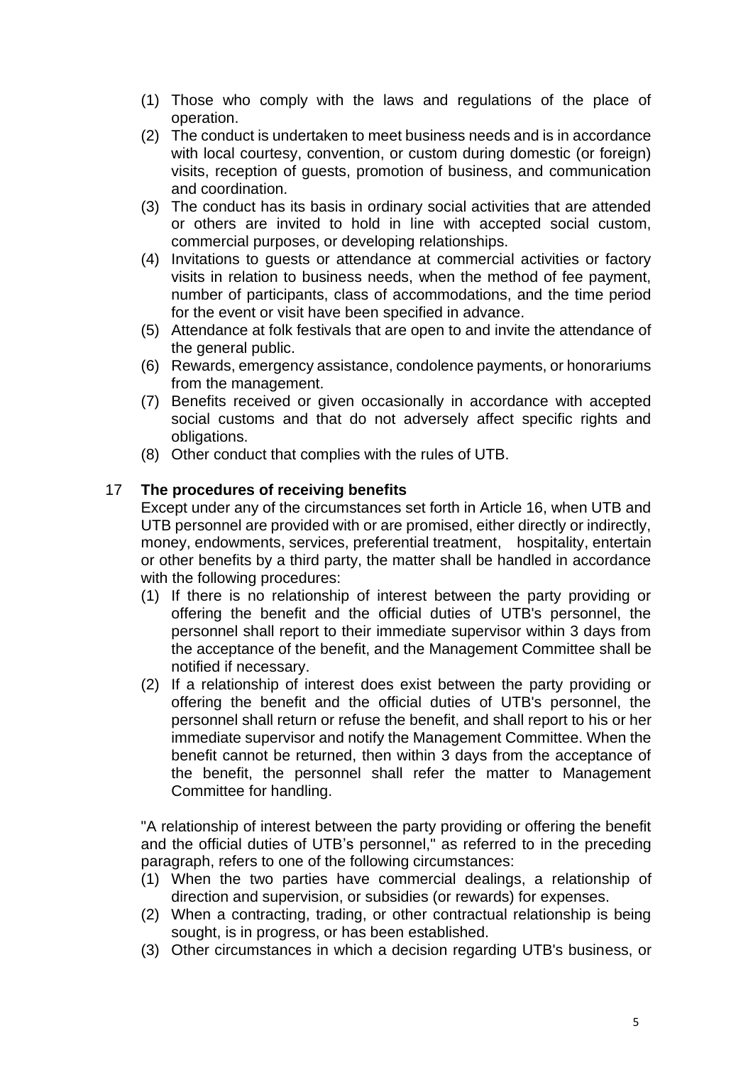(1) Those who comply with the laws and regulations of the place of operation.
(2) The conduct is undertaken to meet business needs and is in accordance with local courtesy, convention, or custom during domestic (or foreign) visits, reception of guests, promotion of business, and communication and coordination.
(3) The conduct has its basis in ordinary social activities that are attended or others are invited to hold in line with accepted social custom, commercial purposes, or developing relationships.
(4) Invitations to guests or attendance at commercial activities or factory visits in relation to business needs, when the method of fee payment, number of participants, class of accommodations, and the time period for the event or visit have been specified in advance.
(5) Attendance at folk festivals that are open to and invite the attendance of the general public.
(6) Rewards, emergency assistance, condolence payments, or honorariums from the management.
(7) Benefits received or given occasionally in accordance with accepted social customs and that do not adversely affect specific rights and obligations.
(8) Other conduct that complies with the rules of UTB.

## 17 The procedures of receiving benefits

Except under any of the circumstances set forth in Article 16, when UTB and UTB personnel are provided with or are promised, either directly or indirectly, money, endowments, services, preferential treatment, hospitality, entertain or other benefits by a third party, the matter shall be handled in accordance with the following procedures:

(1) If there is no relationship of interest between the party providing or offering the benefit and the official duties of UTB's personnel, the personnel shall report to their immediate supervisor within 3 days from the acceptance of the benefit, and the Management Committee shall be notified if necessary.
(2) If a relationship of interest does exist between the party providing or offering the benefit and the official duties of UTB's personnel, the personnel shall return or refuse the benefit, and shall report to his or her immediate supervisor and notify the Management Committee. When the benefit cannot be returned, then within 3 days from the acceptance of the benefit, the personnel shall refer the matter to Management Committee for handling.

"A relationship of interest between the party providing or offering the benefit and the official duties of UTB's personnel," as referred to in the preceding paragraph, refers to one of the following circumstances:

(1) When the two parties have commercial dealings, a relationship of direction and supervision, or subsidies (or rewards) for expenses.
(2) When a contracting, trading, or other contractual relationship is being sought, is in progress, or has been established.
(3) Other circumstances in which a decision regarding UTB's business, or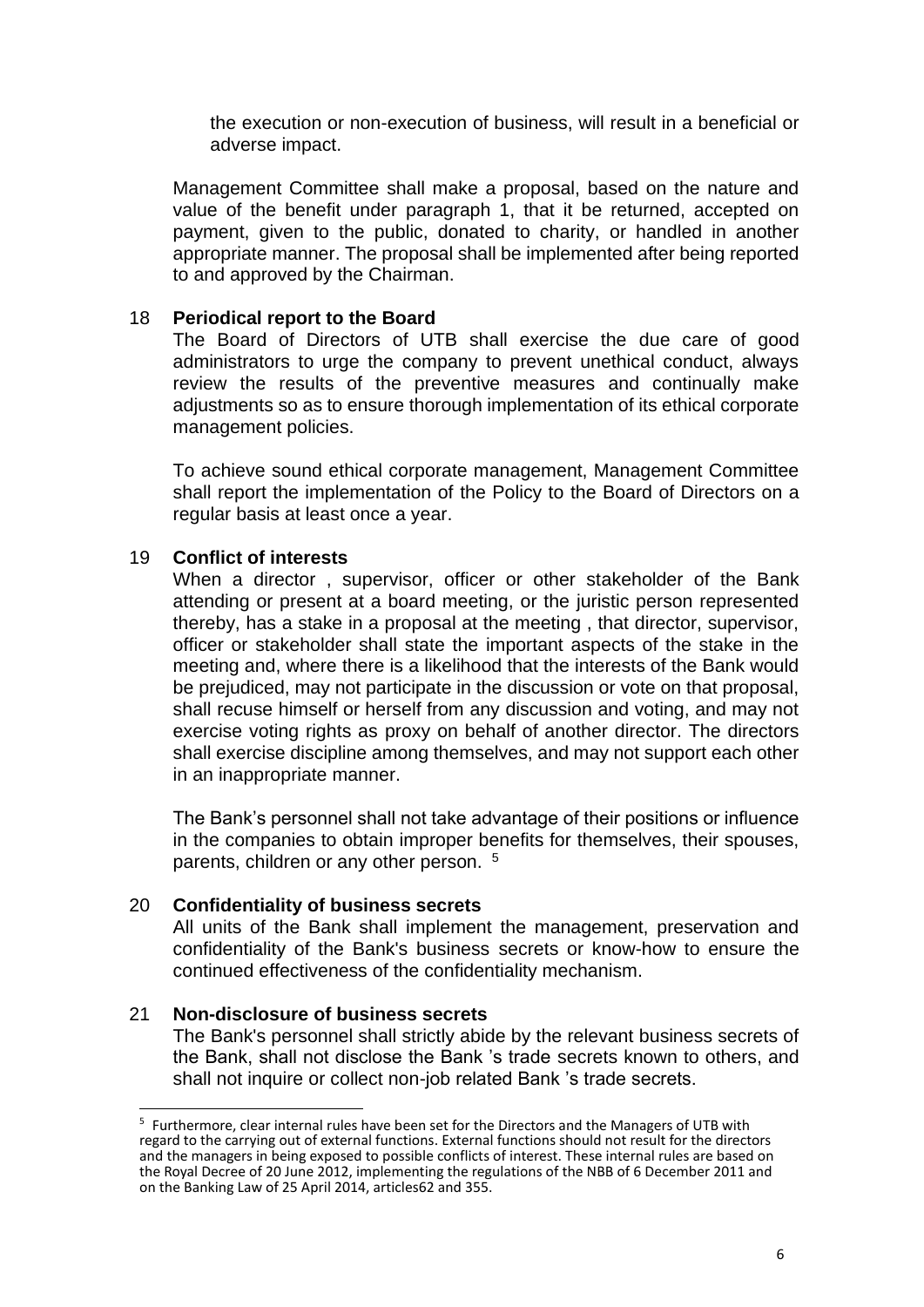the execution or non-execution of business, will result in a beneficial or adverse impact.

Management Committee shall make a proposal, based on the nature and value of the benefit under paragraph 1, that it be returned, accepted on payment, given to the public, donated to charity, or handled in another appropriate manner. The proposal shall be implemented after being reported to and approved by the Chairman.

## 18 Periodical report to the Board

The Board of Directors of UTB shall exercise the due care of good administrators to urge the company to prevent unethical conduct, always review the results of the preventive measures and continually make adjustments so as to ensure thorough implementation of its ethical corporate management policies.

To achieve sound ethical corporate management, Management Committee shall report the implementation of the Policy to the Board of Directors on a regular basis at least once a year.

## 19 Conflict of interests

When a director , supervisor, officer or other stakeholder of the Bank attending or present at a board meeting, or the juristic person represented thereby, has a stake in a proposal at the meeting , that director, supervisor, officer or stakeholder shall state the important aspects of the stake in the meeting and, where there is a likelihood that the interests of the Bank would be prejudiced, may not participate in the discussion or vote on that proposal, shall recuse himself or herself from any discussion and voting, and may not exercise voting rights as proxy on behalf of another director. The directors shall exercise discipline among themselves, and may not support each other in an inappropriate manner.

The Bank's personnel shall not take advantage of their positions or influence in the companies to obtain improper benefits for themselves, their spouses, parents, children or any other person. [5]

## 20 Confidentiality of business secrets

All units of the Bank shall implement the management, preservation and confidentiality of the Bank's business secrets or know-how to ensure the continued effectiveness of the confidentiality mechanism.

## 21 Non-disclosure of business secrets

The Bank's personnel shall strictly abide by the relevant business secrets of the Bank, shall not disclose the Bank 's trade secrets known to others, and shall not inquire or collect non-job related Bank 's trade secrets.

---

[5] Furthermore, clear internal rules have been set for the Directors and the Managers of UTB with regard to the carrying out of external functions. External functions should not result for the directors and the managers in being exposed to possible conflicts of interest. These internal rules are based on the Royal Decree of 20 June 2012, implementing the regulations of the NBB of 6 December 2011 and on the Banking Law of 25 April 2014, articles62 and 355.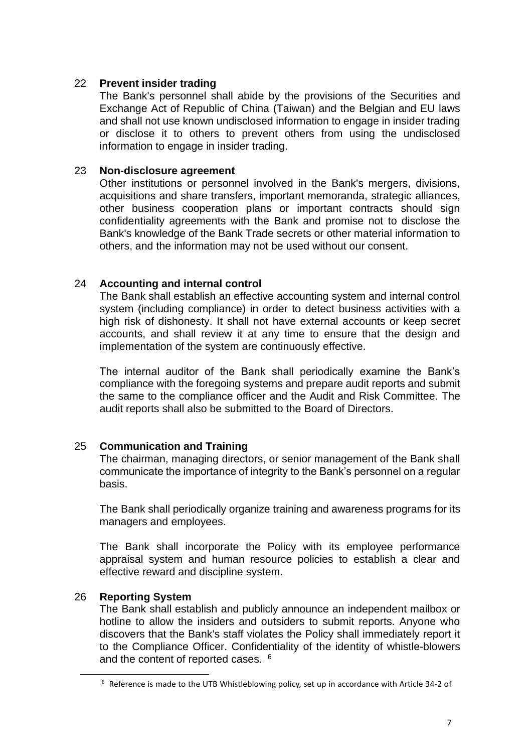## 22 Prevent insider trading

The Bank's personnel shall abide by the provisions of the Securities and Exchange Act of Republic of China (Taiwan) and the Belgian and EU laws and shall not use known undisclosed information to engage in insider trading or disclose it to others to prevent others from using the undisclosed information to engage in insider trading.

## 23 Non-disclosure agreement

Other institutions or personnel involved in the Bank's mergers, divisions, acquisitions and share transfers, important memoranda, strategic alliances, other business cooperation plans or important contracts should sign confidentiality agreements with the Bank and promise not to disclose the Bank's knowledge of the Bank Trade secrets or other material information to others, and the information may not be used without our consent.

## 24 Accounting and internal control

The Bank shall establish an effective accounting system and internal control system (including compliance) in order to detect business activities with a high risk of dishonesty. It shall not have external accounts or keep secret accounts, and shall review it at any time to ensure that the design and implementation of the system are continuously effective.

The internal auditor of the Bank shall periodically examine the Bank's compliance with the foregoing systems and prepare audit reports and submit the same to the compliance officer and the Audit and Risk Committee. The audit reports shall also be submitted to the Board of Directors.

## 25 Communication and Training

The chairman, managing directors, or senior management of the Bank shall communicate the importance of integrity to the Bank's personnel on a regular basis.

The Bank shall periodically organize training and awareness programs for its managers and employees.

The Bank shall incorporate the Policy with its employee performance appraisal system and human resource policies to establish a clear and effective reward and discipline system.

## 26 Reporting System

The Bank shall establish and publicly announce an independent mailbox or hotline to allow the insiders and outsiders to submit reports. Anyone who discovers that the Bank's staff violates the Policy shall immediately report it to the Compliance Officer. Confidentiality of the identity of whistle-blowers and the content of reported cases. [6]

---

[6] Reference is made to the UTB Whistleblowing policy, set up in accordance with Article 34-2 of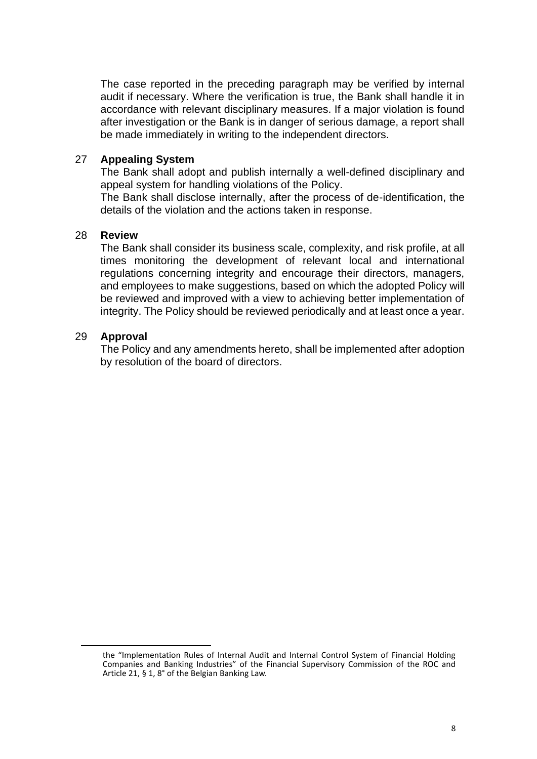The case reported in the preceding paragraph may be verified by internal audit if necessary. Where the verification is true, the Bank shall handle it in accordance with relevant disciplinary measures. If a major violation is found after investigation or the Bank is in danger of serious damage, a report shall be made immediately in writing to the independent directors.

## 27 Appealing System

The Bank shall adopt and publish internally a well-defined disciplinary and appeal system for handling violations of the Policy.

The Bank shall disclose internally, after the process of de-identification, the details of the violation and the actions taken in response.

## 28 Review

The Bank shall consider its business scale, complexity, and risk profile, at all times monitoring the development of relevant local and international regulations concerning integrity and encourage their directors, managers, and employees to make suggestions, based on which the adopted Policy will be reviewed and improved with a view to achieving better implementation of integrity. The Policy should be reviewed periodically and at least once a year.

## 29 Approval

The Policy and any amendments hereto, shall be implemented after adoption by resolution of the board of directors.

---

the "Implementation Rules of Internal Audit and Internal Control System of Financial Holding Companies and Banking Industries" of the Financial Supervisory Commission of the ROC and Article 21, § 1, 8° of the Belgian Banking Law.